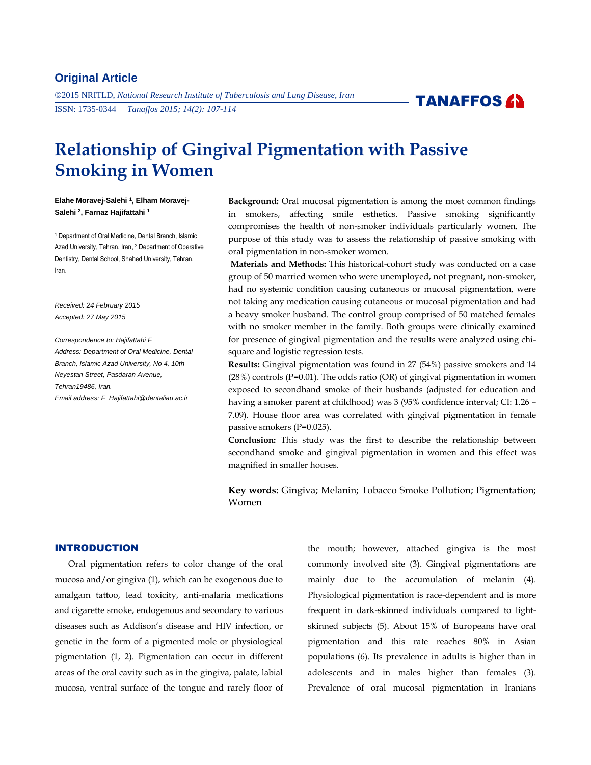**Original Article**

©2015 NRITLD, *National Research Institute of Tuberculosis and Lung Disease, Iran*
ISSN: 1735-0344 *Tanaffos 2015; 14(2): 107-114*

TANAFFOS

# Relationship of Gingival Pigmentation with Passive Smoking in Women

**Elahe Moravej-Salehi [1], Elham Moravej-Salehi [2], Farnaz Hajifattahi [1]**

[1] Department of Oral Medicine, Dental Branch, Islamic Azad University, Tehran, Iran, [2] Department of Operative Dentistry, Dental School, Shahed University, Tehran, Iran.

*Received: 24 February 2015*
*Accepted: 27 May 2015*

*Correspondence to: Hajifattahi F*
*Address: Department of Oral Medicine, Dental Branch, Islamic Azad University, No 4, 10th Neyestan Street, Pasdaran Avenue, Tehran19486, Iran.*
*Email address: F_Hajifattahi@dentaliau.ac.ir*

**Background:** Oral mucosal pigmentation is among the most common findings in smokers, affecting smile esthetics. Passive smoking significantly compromises the health of non-smoker individuals particularly women. The purpose of this study was to assess the relationship of passive smoking with oral pigmentation in non-smoker women.

**Materials and Methods:** This historical-cohort study was conducted on a case group of 50 married women who were unemployed, not pregnant, non-smoker, had no systemic condition causing cutaneous or mucosal pigmentation, were not taking any medication causing cutaneous or mucosal pigmentation and had a heavy smoker husband. The control group comprised of 50 matched females with no smoker member in the family. Both groups were clinically examined for presence of gingival pigmentation and the results were analyzed using chi-square and logistic regression tests.

**Results:** Gingival pigmentation was found in 27 (54%) passive smokers and 14 (28%) controls (P=0.01). The odds ratio (OR) of gingival pigmentation in women exposed to secondhand smoke of their husbands (adjusted for education and having a smoker parent at childhood) was 3 (95% confidence interval; CI: 1.26 – 7.09). House floor area was correlated with gingival pigmentation in female passive smokers (P=0.025).

**Conclusion:** This study was the first to describe the relationship between secondhand smoke and gingival pigmentation in women and this effect was magnified in smaller houses.

**Key words:** Gingiva; Melanin; Tobacco Smoke Pollution; Pigmentation; Women

## INTRODUCTION

Oral pigmentation refers to color change of the oral mucosa and/or gingiva (1), which can be exogenous due to amalgam tattoo, lead toxicity, anti-malaria medications and cigarette smoke, endogenous and secondary to various diseases such as Addison's disease and HIV infection, or genetic in the form of a pigmented mole or physiological pigmentation (1, 2). Pigmentation can occur in different areas of the oral cavity such as in the gingiva, palate, labial mucosa, ventral surface of the tongue and rarely floor of the mouth; however, attached gingiva is the most commonly involved site (3). Gingival pigmentations are mainly due to the accumulation of melanin (4). Physiological pigmentation is race-dependent and is more frequent in dark-skinned individuals compared to light-skinned subjects (5). About 15% of Europeans have oral pigmentation and this rate reaches 80% in Asian populations (6). Its prevalence in adults is higher than in adolescents and in males higher than females (3). Prevalence of oral mucosal pigmentation in Iranians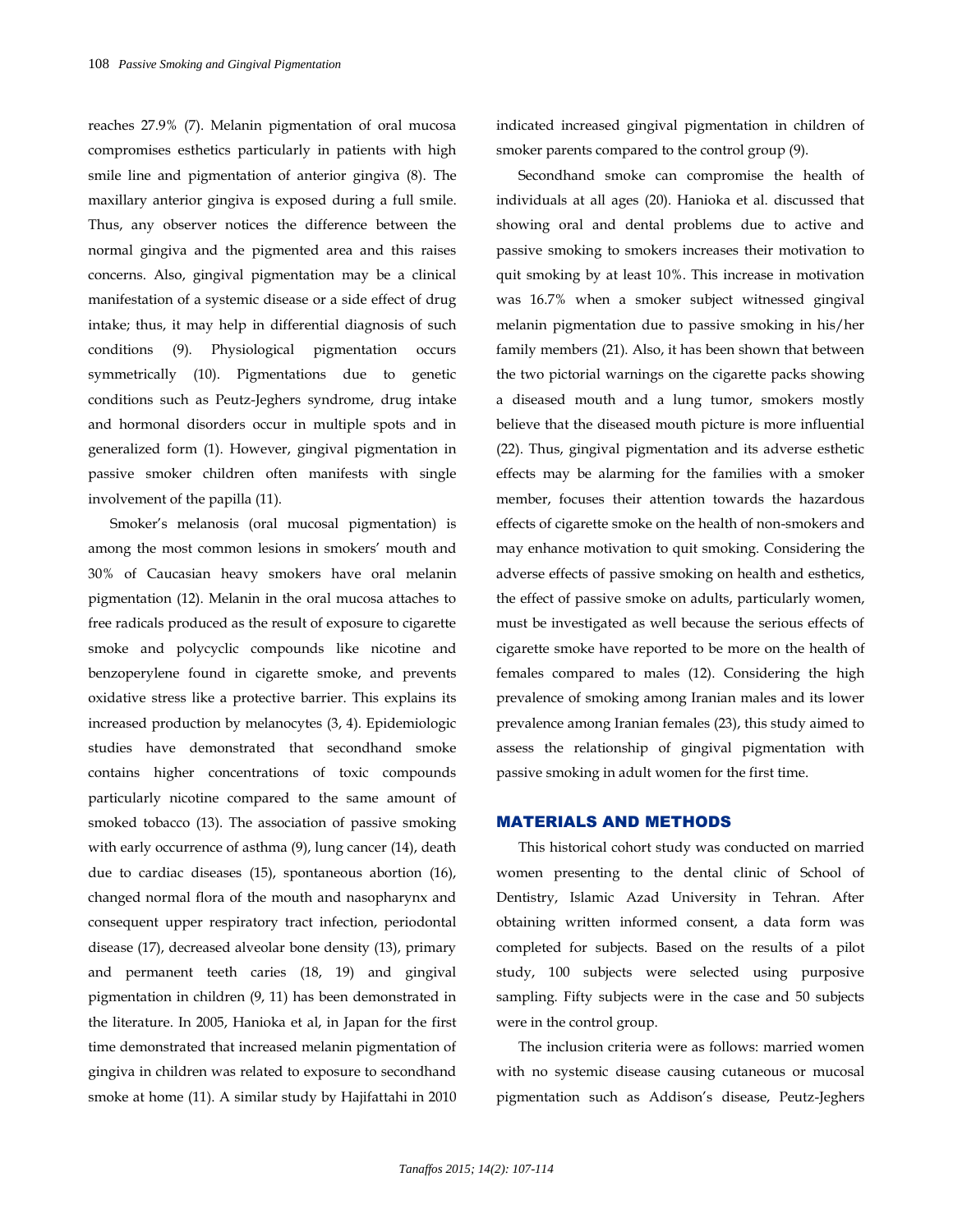reaches 27.9% (7). Melanin pigmentation of oral mucosa compromises esthetics particularly in patients with high smile line and pigmentation of anterior gingiva (8). The maxillary anterior gingiva is exposed during a full smile. Thus, any observer notices the difference between the normal gingiva and the pigmented area and this raises concerns. Also, gingival pigmentation may be a clinical manifestation of a systemic disease or a side effect of drug intake; thus, it may help in differential diagnosis of such conditions (9). Physiological pigmentation occurs symmetrically (10). Pigmentations due to genetic conditions such as Peutz-Jeghers syndrome, drug intake and hormonal disorders occur in multiple spots and in generalized form (1). However, gingival pigmentation in passive smoker children often manifests with single involvement of the papilla (11).

Smoker's melanosis (oral mucosal pigmentation) is among the most common lesions in smokers' mouth and 30% of Caucasian heavy smokers have oral melanin pigmentation (12). Melanin in the oral mucosa attaches to free radicals produced as the result of exposure to cigarette smoke and polycyclic compounds like nicotine and benzoperylene found in cigarette smoke, and prevents oxidative stress like a protective barrier. This explains its increased production by melanocytes (3, 4). Epidemiologic studies have demonstrated that secondhand smoke contains higher concentrations of toxic compounds particularly nicotine compared to the same amount of smoked tobacco (13). The association of passive smoking with early occurrence of asthma (9), lung cancer (14), death due to cardiac diseases (15), spontaneous abortion (16), changed normal flora of the mouth and nasopharynx and consequent upper respiratory tract infection, periodontal disease (17), decreased alveolar bone density (13), primary and permanent teeth caries (18, 19) and gingival pigmentation in children (9, 11) has been demonstrated in the literature. In 2005, Hanioka et al, in Japan for the first time demonstrated that increased melanin pigmentation of gingiva in children was related to exposure to secondhand smoke at home (11). A similar study by Hajifattahi in 2010 indicated increased gingival pigmentation in children of smoker parents compared to the control group (9).

Secondhand smoke can compromise the health of individuals at all ages (20). Hanioka et al. discussed that showing oral and dental problems due to active and passive smoking to smokers increases their motivation to quit smoking by at least 10%. This increase in motivation was 16.7% when a smoker subject witnessed gingival melanin pigmentation due to passive smoking in his/her family members (21). Also, it has been shown that between the two pictorial warnings on the cigarette packs showing a diseased mouth and a lung tumor, smokers mostly believe that the diseased mouth picture is more influential (22). Thus, gingival pigmentation and its adverse esthetic effects may be alarming for the families with a smoker member, focuses their attention towards the hazardous effects of cigarette smoke on the health of non-smokers and may enhance motivation to quit smoking. Considering the adverse effects of passive smoking on health and esthetics, the effect of passive smoke on adults, particularly women, must be investigated as well because the serious effects of cigarette smoke have reported to be more on the health of females compared to males (12). Considering the high prevalence of smoking among Iranian males and its lower prevalence among Iranian females (23), this study aimed to assess the relationship of gingival pigmentation with passive smoking in adult women for the first time.

## MATERIALS AND METHODS

This historical cohort study was conducted on married women presenting to the dental clinic of School of Dentistry, Islamic Azad University in Tehran. After obtaining written informed consent, a data form was completed for subjects. Based on the results of a pilot study, 100 subjects were selected using purposive sampling. Fifty subjects were in the case and 50 subjects were in the control group.

The inclusion criteria were as follows: married women with no systemic disease causing cutaneous or mucosal pigmentation such as Addison's disease, Peutz-Jeghers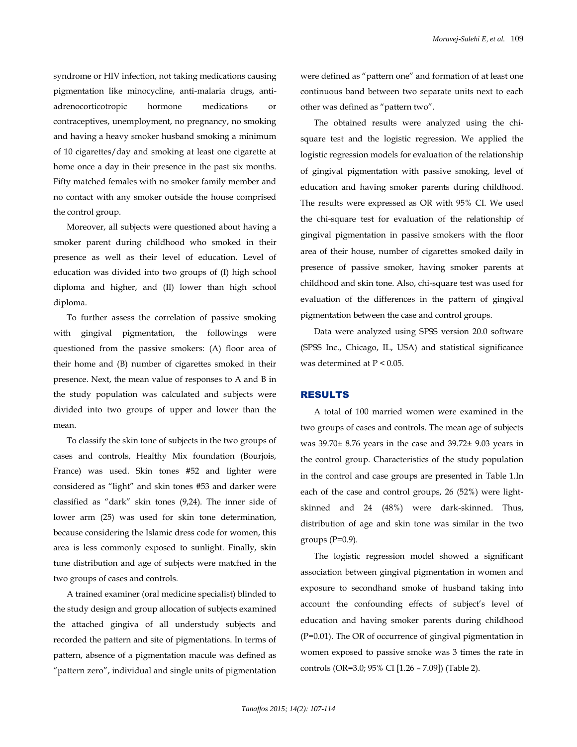syndrome or HIV infection, not taking medications causing pigmentation like minocycline, anti-malaria drugs, anti-adrenocorticotropic hormone medications or contraceptives, unemployment, no pregnancy, no smoking and having a heavy smoker husband smoking a minimum of 10 cigarettes/day and smoking at least one cigarette at home once a day in their presence in the past six months. Fifty matched females with no smoker family member and no contact with any smoker outside the house comprised the control group.

Moreover, all subjects were questioned about having a smoker parent during childhood who smoked in their presence as well as their level of education. Level of education was divided into two groups of (I) high school diploma and higher, and (II) lower than high school diploma.

To further assess the correlation of passive smoking with gingival pigmentation, the followings were questioned from the passive smokers: (A) floor area of their home and (B) number of cigarettes smoked in their presence. Next, the mean value of responses to A and B in the study population was calculated and subjects were divided into two groups of upper and lower than the mean.

To classify the skin tone of subjects in the two groups of cases and controls, Healthy Mix foundation (Bourjois, France) was used. Skin tones #52 and lighter were considered as "light" and skin tones #53 and darker were classified as "dark" skin tones (9,24). The inner side of lower arm (25) was used for skin tone determination, because considering the Islamic dress code for women, this area is less commonly exposed to sunlight. Finally, skin tune distribution and age of subjects were matched in the two groups of cases and controls.

A trained examiner (oral medicine specialist) blinded to the study design and group allocation of subjects examined the attached gingiva of all understudy subjects and recorded the pattern and site of pigmentations. In terms of pattern, absence of a pigmentation macule was defined as "pattern zero", individual and single units of pigmentation were defined as "pattern one" and formation of at least one continuous band between two separate units next to each other was defined as "pattern two".

The obtained results were analyzed using the chi-square test and the logistic regression. We applied the logistic regression models for evaluation of the relationship of gingival pigmentation with passive smoking, level of education and having smoker parents during childhood. The results were expressed as OR with 95% CI. We used the chi-square test for evaluation of the relationship of gingival pigmentation in passive smokers with the floor area of their house, number of cigarettes smoked daily in presence of passive smoker, having smoker parents at childhood and skin tone. Also, chi-square test was used for evaluation of the differences in the pattern of gingival pigmentation between the case and control groups.

Data were analyzed using SPSS version 20.0 software (SPSS Inc., Chicago, IL, USA) and statistical significance was determined at $P < 0.05$.

## RESULTS

A total of 100 married women were examined in the two groups of cases and controls. The mean age of subjects was 39.70± 8.76 years in the case and 39.72± 9.03 years in the control group. Characteristics of the study population in the control and case groups are presented in Table 1.In each of the case and control groups, 26 (52%) were light-skinned and 24 (48%) were dark-skinned. Thus, distribution of age and skin tone was similar in the two groups (P=0.9).

The logistic regression model showed a significant association between gingival pigmentation in women and exposure to secondhand smoke of husband taking into account the confounding effects of subject's level of education and having smoker parents during childhood (P=0.01). The OR of occurrence of gingival pigmentation in women exposed to passive smoke was 3 times the rate in controls (OR=3.0; 95% CI [1.26 – 7.09]) (Table 2).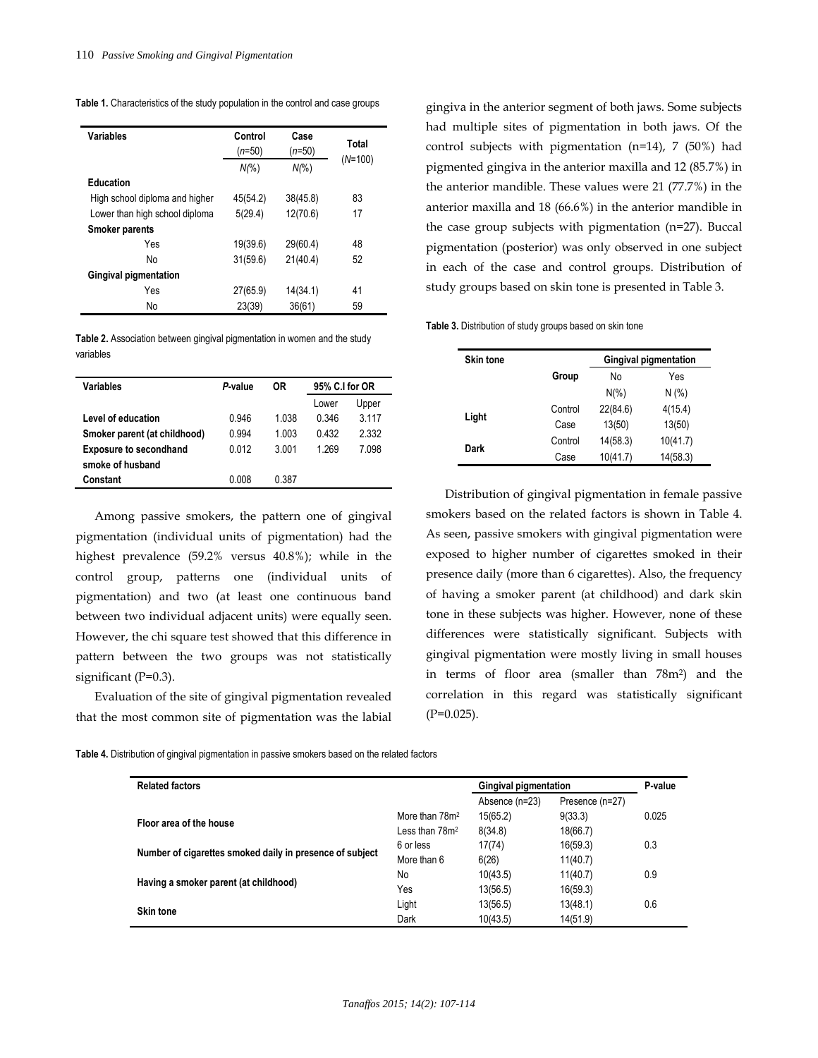**Table 1.** Characteristics of the study population in the control and case groups

| Variables | Control (n=50) N(%) | Case (n=50) N(%) | Total (N=100) |
|---|---|---|---|
| **Education** | | | |
| High school diploma and higher | 45(54.2) | 38(45.8) | 83 |
| Lower than high school diploma | 5(29.4) | 12(70.6) | 17 |
| **Smoker parents** | | | |
| Yes | 19(39.6) | 29(60.4) | 48 |
| No | 31(59.6) | 21(40.4) | 52 |
| **Gingival pigmentation** | | | |
| Yes | 27(65.9) | 14(34.1) | 41 |
| No | 23(39) | 36(61) | 59 |

**Table 2.** Association between gingival pigmentation in women and the study variables

| Variables | P-value | OR | 95% C.I for OR | |
|---|---|---|---|---|
| | | | Lower | Upper |
| **Level of education** | 0.946 | 1.038 | 0.346 | 3.117 |
| **Smoker parent (at childhood)** | 0.994 | 1.003 | 0.432 | 2.332 |
| **Exposure to secondhand smoke of husband** | 0.012 | 3.001 | 1.269 | 7.098 |
| **Constant** | 0.008 | 0.387 | | |

Among passive smokers, the pattern one of gingival pigmentation (individual units of pigmentation) had the highest prevalence (59.2% versus 40.8%); while in the control group, patterns one (individual units of pigmentation) and two (at least one continuous band between two individual adjacent units) were equally seen. However, the chi square test showed that this difference in pattern between the two groups was not statistically significant (P=0.3).

Evaluation of the site of gingival pigmentation revealed that the most common site of pigmentation was the labial gingiva in the anterior segment of both jaws. Some subjects had multiple sites of pigmentation in both jaws. Of the control subjects with pigmentation (n=14), 7 (50%) had pigmented gingiva in the anterior maxilla and 12 (85.7%) in the anterior mandible. These values were 21 (77.7%) in the anterior maxilla and 18 (66.6%) in the anterior mandible in the case group subjects with pigmentation (n=27). Buccal pigmentation (posterior) was only observed in one subject in each of the case and control groups. Distribution of study groups based on skin tone is presented in Table 3.

**Table 3.** Distribution of study groups based on skin tone

| Skin tone | Group | Gingival pigmentation No N(%) | Gingival pigmentation Yes N (%) |
|---|---|---|---|
| **Light** | Control | 22(84.6) | 4(15.4) |
| | Case | 13(50) | 13(50) |
| **Dark** | Control | 14(58.3) | 10(41.7) |
| | Case | 10(41.7) | 14(58.3) |

Distribution of gingival pigmentation in female passive smokers based on the related factors is shown in Table 4. As seen, passive smokers with gingival pigmentation were exposed to higher number of cigarettes smoked in their presence daily (more than 6 cigarettes). Also, the frequency of having a smoker parent (at childhood) and dark skin tone in these subjects was higher. However, none of these differences were statistically significant. Subjects with gingival pigmentation were mostly living in small houses in terms of floor area (smaller than 78m$^2$) and the correlation in this regard was statistically significant (P=0.025).

**Table 4.** Distribution of gingival pigmentation in passive smokers based on the related factors

| Related factors | | Gingival pigmentation Absence (n=23) | Gingival pigmentation Presence (n=27) | P-value |
|---|---|---|---|---|
| **Floor area of the house** | More than 78m$^2$ | 15(65.2) | 9(33.3) | 0.025 |
| | Less than 78m$^2$ | 8(34.8) | 18(66.7) | |
| **Number of cigarettes smoked daily in presence of subject** | 6 or less | 17(74) | 16(59.3) | 0.3 |
| | More than 6 | 6(26) | 11(40.7) | |
| **Having a smoker parent (at childhood)** | No | 10(43.5) | 11(40.7) | 0.9 |
| | Yes | 13(56.5) | 16(59.3) | |
| **Skin tone** | Light | 13(56.5) | 13(48.1) | 0.6 |
| | Dark | 10(43.5) | 14(51.9) | |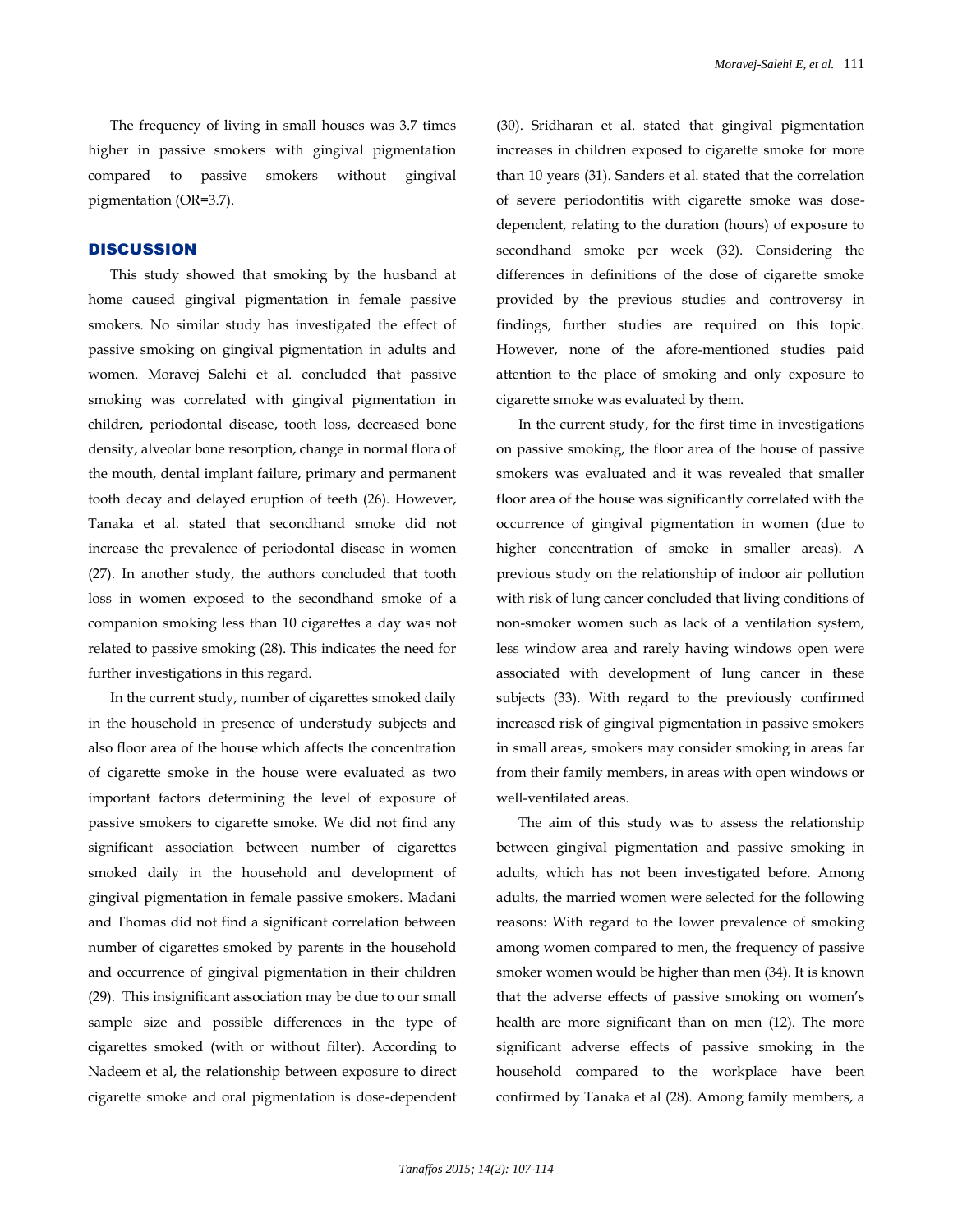The frequency of living in small houses was 3.7 times higher in passive smokers with gingival pigmentation compared to passive smokers without gingival pigmentation (OR=3.7).

## DISCUSSION

This study showed that smoking by the husband at home caused gingival pigmentation in female passive smokers. No similar study has investigated the effect of passive smoking on gingival pigmentation in adults and women. Moravej Salehi et al. concluded that passive smoking was correlated with gingival pigmentation in children, periodontal disease, tooth loss, decreased bone density, alveolar bone resorption, change in normal flora of the mouth, dental implant failure, primary and permanent tooth decay and delayed eruption of teeth (26). However, Tanaka et al. stated that secondhand smoke did not increase the prevalence of periodontal disease in women (27). In another study, the authors concluded that tooth loss in women exposed to the secondhand smoke of a companion smoking less than 10 cigarettes a day was not related to passive smoking (28). This indicates the need for further investigations in this regard.

In the current study, number of cigarettes smoked daily in the household in presence of understudy subjects and also floor area of the house which affects the concentration of cigarette smoke in the house were evaluated as two important factors determining the level of exposure of passive smokers to cigarette smoke. We did not find any significant association between number of cigarettes smoked daily in the household and development of gingival pigmentation in female passive smokers. Madani and Thomas did not find a significant correlation between number of cigarettes smoked by parents in the household and occurrence of gingival pigmentation in their children (29). This insignificant association may be due to our small sample size and possible differences in the type of cigarettes smoked (with or without filter). According to Nadeem et al, the relationship between exposure to direct cigarette smoke and oral pigmentation is dose-dependent (30). Sridharan et al. stated that gingival pigmentation increases in children exposed to cigarette smoke for more than 10 years (31). Sanders et al. stated that the correlation of severe periodontitis with cigarette smoke was dose-dependent, relating to the duration (hours) of exposure to secondhand smoke per week (32). Considering the differences in definitions of the dose of cigarette smoke provided by the previous studies and controversy in findings, further studies are required on this topic. However, none of the afore-mentioned studies paid attention to the place of smoking and only exposure to cigarette smoke was evaluated by them.

In the current study, for the first time in investigations on passive smoking, the floor area of the house of passive smokers was evaluated and it was revealed that smaller floor area of the house was significantly correlated with the occurrence of gingival pigmentation in women (due to higher concentration of smoke in smaller areas). A previous study on the relationship of indoor air pollution with risk of lung cancer concluded that living conditions of non-smoker women such as lack of a ventilation system, less window area and rarely having windows open were associated with development of lung cancer in these subjects (33). With regard to the previously confirmed increased risk of gingival pigmentation in passive smokers in small areas, smokers may consider smoking in areas far from their family members, in areas with open windows or well-ventilated areas.

The aim of this study was to assess the relationship between gingival pigmentation and passive smoking in adults, which has not been investigated before. Among adults, the married women were selected for the following reasons: With regard to the lower prevalence of smoking among women compared to men, the frequency of passive smoker women would be higher than men (34). It is known that the adverse effects of passive smoking on women's health are more significant than on men (12). The more significant adverse effects of passive smoking in the household compared to the workplace have been confirmed by Tanaka et al (28). Among family members, a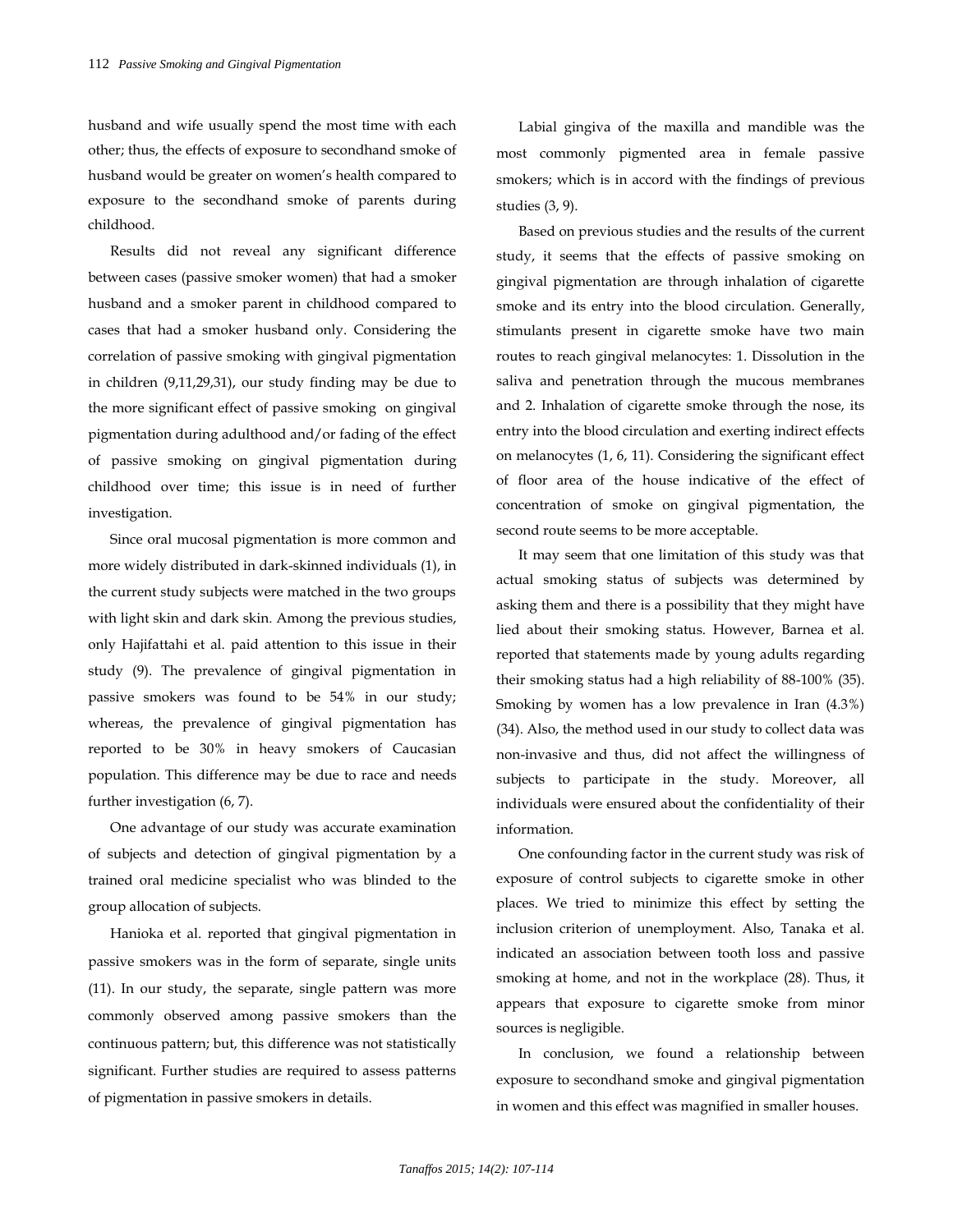husband and wife usually spend the most time with each other; thus, the effects of exposure to secondhand smoke of husband would be greater on women's health compared to exposure to the secondhand smoke of parents during childhood.

Results did not reveal any significant difference between cases (passive smoker women) that had a smoker husband and a smoker parent in childhood compared to cases that had a smoker husband only. Considering the correlation of passive smoking with gingival pigmentation in children (9,11,29,31), our study finding may be due to the more significant effect of passive smoking on gingival pigmentation during adulthood and/or fading of the effect of passive smoking on gingival pigmentation during childhood over time; this issue is in need of further investigation.

Since oral mucosal pigmentation is more common and more widely distributed in dark-skinned individuals (1), in the current study subjects were matched in the two groups with light skin and dark skin. Among the previous studies, only Hajifattahi et al. paid attention to this issue in their study (9). The prevalence of gingival pigmentation in passive smokers was found to be 54% in our study; whereas, the prevalence of gingival pigmentation has reported to be 30% in heavy smokers of Caucasian population. This difference may be due to race and needs further investigation (6, 7).

One advantage of our study was accurate examination of subjects and detection of gingival pigmentation by a trained oral medicine specialist who was blinded to the group allocation of subjects.

Hanioka et al. reported that gingival pigmentation in passive smokers was in the form of separate, single units (11). In our study, the separate, single pattern was more commonly observed among passive smokers than the continuous pattern; but, this difference was not statistically significant. Further studies are required to assess patterns of pigmentation in passive smokers in details.

Labial gingiva of the maxilla and mandible was the most commonly pigmented area in female passive smokers; which is in accord with the findings of previous studies (3, 9).

Based on previous studies and the results of the current study, it seems that the effects of passive smoking on gingival pigmentation are through inhalation of cigarette smoke and its entry into the blood circulation. Generally, stimulants present in cigarette smoke have two main routes to reach gingival melanocytes: 1. Dissolution in the saliva and penetration through the mucous membranes and 2. Inhalation of cigarette smoke through the nose, its entry into the blood circulation and exerting indirect effects on melanocytes (1, 6, 11). Considering the significant effect of floor area of the house indicative of the effect of concentration of smoke on gingival pigmentation, the second route seems to be more acceptable.

It may seem that one limitation of this study was that actual smoking status of subjects was determined by asking them and there is a possibility that they might have lied about their smoking status. However, Barnea et al. reported that statements made by young adults regarding their smoking status had a high reliability of 88-100% (35). Smoking by women has a low prevalence in Iran (4.3%) (34). Also, the method used in our study to collect data was non-invasive and thus, did not affect the willingness of subjects to participate in the study. Moreover, all individuals were ensured about the confidentiality of their information.

One confounding factor in the current study was risk of exposure of control subjects to cigarette smoke in other places. We tried to minimize this effect by setting the inclusion criterion of unemployment. Also, Tanaka et al. indicated an association between tooth loss and passive smoking at home, and not in the workplace (28). Thus, it appears that exposure to cigarette smoke from minor sources is negligible.

In conclusion, we found a relationship between exposure to secondhand smoke and gingival pigmentation in women and this effect was magnified in smaller houses.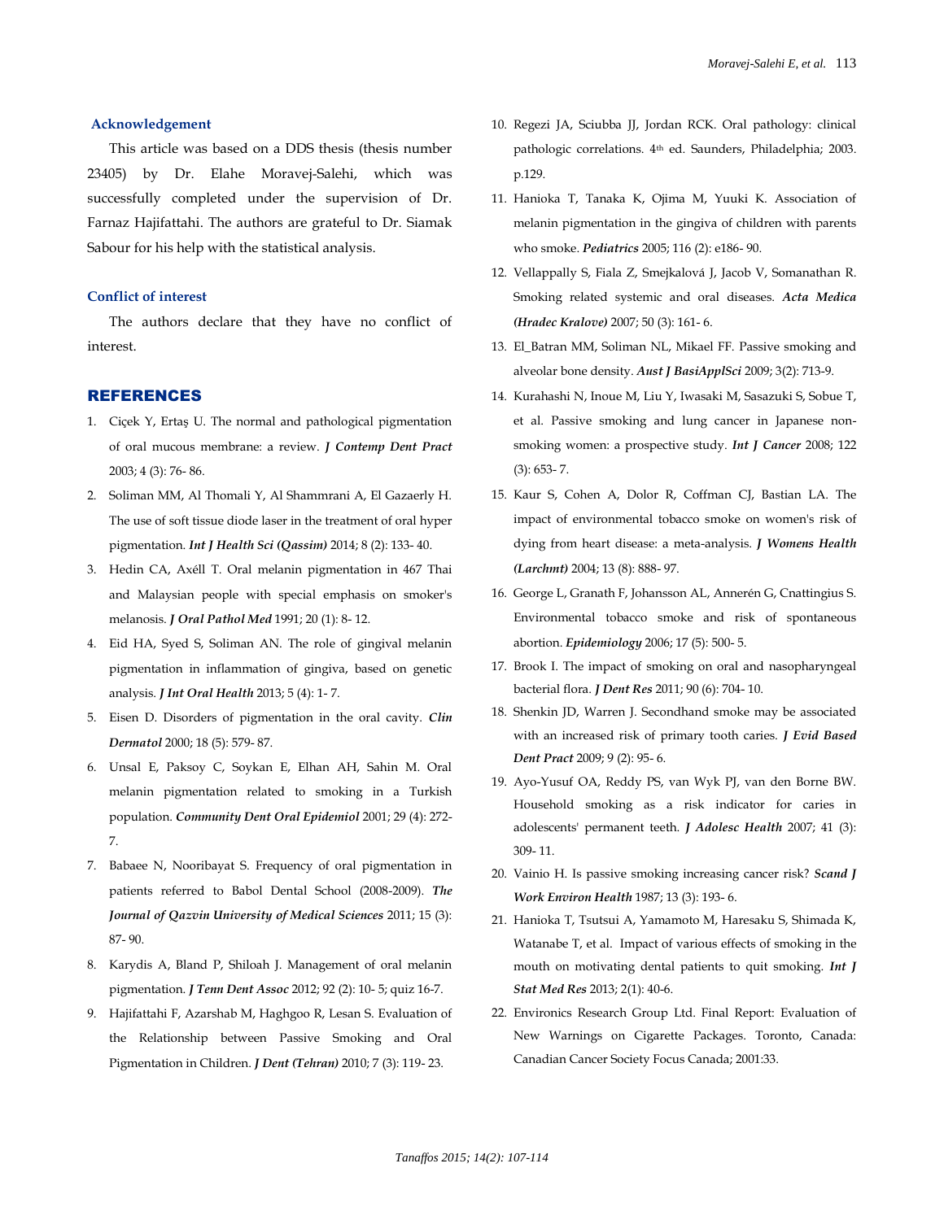## Acknowledgement

This article was based on a DDS thesis (thesis number 23405) by Dr. Elahe Moravej-Salehi, which was successfully completed under the supervision of Dr. Farnaz Hajifattahi. The authors are grateful to Dr. Siamak Sabour for his help with the statistical analysis.

## Conflict of interest

The authors declare that they have no conflict of interest.

## REFERENCES

1. Çiçek Y, Ertaş U. The normal and pathological pigmentation of oral mucous membrane: a review. ***J Contemp Dent Pract*** 2003; 4 (3): 76- 86.
2. Soliman MM, Al Thomali Y, Al Shammrani A, El Gazaerly H. The use of soft tissue diode laser in the treatment of oral hyper pigmentation. ***Int J Health Sci (Qassim)*** 2014; 8 (2): 133- 40.
3. Hedin CA, Axéll T. Oral melanin pigmentation in 467 Thai and Malaysian people with special emphasis on smoker's melanosis. ***J Oral Pathol Med*** 1991; 20 (1): 8- 12.
4. Eid HA, Syed S, Soliman AN. The role of gingival melanin pigmentation in inflammation of gingiva, based on genetic analysis. ***J Int Oral Health*** 2013; 5 (4): 1- 7.
5. Eisen D. Disorders of pigmentation in the oral cavity. ***Clin Dermatol*** 2000; 18 (5): 579- 87.
6. Unsal E, Paksoy C, Soykan E, Elhan AH, Sahin M. Oral melanin pigmentation related to smoking in a Turkish population. ***Community Dent Oral Epidemiol*** 2001; 29 (4): 272-7.
7. Babaee N, Nooribayat S. Frequency of oral pigmentation in patients referred to Babol Dental School (2008-2009). ***The Journal of Qazvin University of Medical Sciences*** 2011; 15 (3): 87- 90.
8. Karydis A, Bland P, Shiloah J. Management of oral melanin pigmentation. ***J Tenn Dent Assoc*** 2012; 92 (2): 10- 5; quiz 16-7.
9. Hajifattahi F, Azarshab M, Haghgoo R, Lesan S. Evaluation of the Relationship between Passive Smoking and Oral Pigmentation in Children. ***J Dent (Tehran)*** 2010; 7 (3): 119- 23.
10. Regezi JA, Sciubba JJ, Jordan RCK. Oral pathology: clinical pathologic correlations. 4th ed. Saunders, Philadelphia; 2003. p.129.
11. Hanioka T, Tanaka K, Ojima M, Yuuki K. Association of melanin pigmentation in the gingiva of children with parents who smoke. ***Pediatrics*** 2005; 116 (2): e186- 90.
12. Vellappally S, Fiala Z, Smejkalová J, Jacob V, Somanathan R. Smoking related systemic and oral diseases. ***Acta Medica (Hradec Kralove)*** 2007; 50 (3): 161- 6.
13. El_Batran MM, Soliman NL, Mikael FF. Passive smoking and alveolar bone density. ***Aust J BasiApplSci*** 2009; 3(2): 713-9.
14. Kurahashi N, Inoue M, Liu Y, Iwasaki M, Sasazuki S, Sobue T, et al. Passive smoking and lung cancer in Japanese non-smoking women: a prospective study. ***Int J Cancer*** 2008; 122 (3): 653- 7.
15. Kaur S, Cohen A, Dolor R, Coffman CJ, Bastian LA. The impact of environmental tobacco smoke on women's risk of dying from heart disease: a meta-analysis. ***J Womens Health (Larchmt)*** 2004; 13 (8): 888- 97.
16. George L, Granath F, Johansson AL, Annerén G, Cnattingius S. Environmental tobacco smoke and risk of spontaneous abortion. ***Epidemiology*** 2006; 17 (5): 500- 5.
17. Brook I. The impact of smoking on oral and nasopharyngeal bacterial flora. ***J Dent Res*** 2011; 90 (6): 704- 10.
18. Shenkin JD, Warren J. Secondhand smoke may be associated with an increased risk of primary tooth caries. ***J Evid Based Dent Pract*** 2009; 9 (2): 95- 6.
19. Ayo-Yusuf OA, Reddy PS, van Wyk PJ, van den Borne BW. Household smoking as a risk indicator for caries in adolescents' permanent teeth. ***J Adolesc Health*** 2007; 41 (3): 309- 11.
20. Vainio H. Is passive smoking increasing cancer risk? ***Scand J Work Environ Health*** 1987; 13 (3): 193- 6.
21. Hanioka T, Tsutsui A, Yamamoto M, Haresaku S, Shimada K, Watanabe T, et al. Impact of various effects of smoking in the mouth on motivating dental patients to quit smoking. ***Int J Stat Med Res*** 2013; 2(1): 40-6.
22. Environics Research Group Ltd. Final Report: Evaluation of New Warnings on Cigarette Packages. Toronto, Canada: Canadian Cancer Society Focus Canada; 2001:33.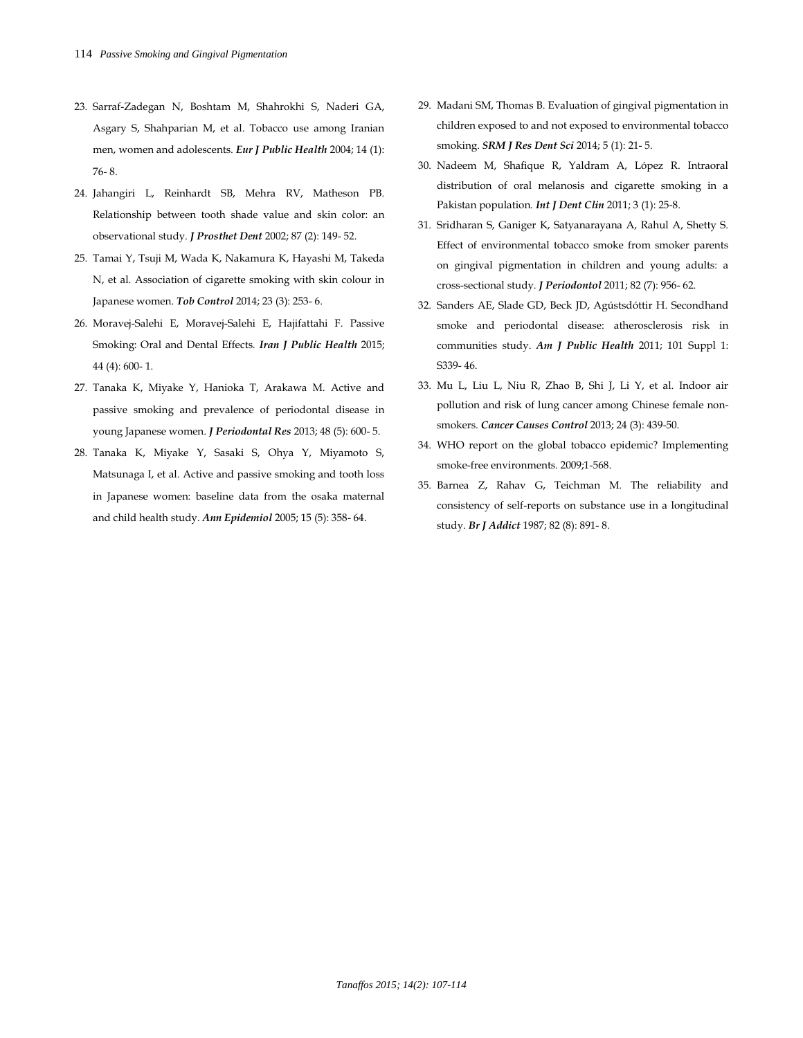23. Sarraf-Zadegan N, Boshtam M, Shahrokhi S, Naderi GA, Asgary S, Shahparian M, et al. Tobacco use among Iranian men, women and adolescents. ***Eur J Public Health*** 2004; 14 (1): 76- 8.
24. Jahangiri L, Reinhardt SB, Mehra RV, Matheson PB. Relationship between tooth shade value and skin color: an observational study. ***J Prosthet Dent*** 2002; 87 (2): 149- 52.
25. Tamai Y, Tsuji M, Wada K, Nakamura K, Hayashi M, Takeda N, et al. Association of cigarette smoking with skin colour in Japanese women. ***Tob Control*** 2014; 23 (3): 253- 6.
26. Moravej-Salehi E, Moravej-Salehi E, Hajifattahi F. Passive Smoking: Oral and Dental Effects. ***Iran J Public Health*** 2015; 44 (4): 600- 1.
27. Tanaka K, Miyake Y, Hanioka T, Arakawa M. Active and passive smoking and prevalence of periodontal disease in young Japanese women. ***J Periodontal Res*** 2013; 48 (5): 600- 5.
28. Tanaka K, Miyake Y, Sasaki S, Ohya Y, Miyamoto S, Matsunaga I, et al. Active and passive smoking and tooth loss in Japanese women: baseline data from the osaka maternal and child health study. ***Ann Epidemiol*** 2005; 15 (5): 358- 64.
29. Madani SM, Thomas B. Evaluation of gingival pigmentation in children exposed to and not exposed to environmental tobacco smoking. ***SRM J Res Dent Sci*** 2014; 5 (1): 21- 5.
30. Nadeem M, Shafique R, Yaldram A, López R. Intraoral distribution of oral melanosis and cigarette smoking in a Pakistan population. ***Int J Dent Clin*** 2011; 3 (1): 25-8.
31. Sridharan S, Ganiger K, Satyanarayana A, Rahul A, Shetty S. Effect of environmental tobacco smoke from smoker parents on gingival pigmentation in children and young adults: a cross-sectional study. ***J Periodontol*** 2011; 82 (7): 956- 62.
32. Sanders AE, Slade GD, Beck JD, Agústsdóttir H. Secondhand smoke and periodontal disease: atherosclerosis risk in communities study. ***Am J Public Health*** 2011; 101 Suppl 1: S339- 46.
33. Mu L, Liu L, Niu R, Zhao B, Shi J, Li Y, et al. Indoor air pollution and risk of lung cancer among Chinese female non-smokers. ***Cancer Causes Control*** 2013; 24 (3): 439-50.
34. WHO report on the global tobacco epidemic? Implementing smoke-free environments. 2009;1-568.
35. Barnea Z, Rahav G, Teichman M. The reliability and consistency of self-reports on substance use in a longitudinal study. ***Br J Addict*** 1987; 82 (8): 891- 8.